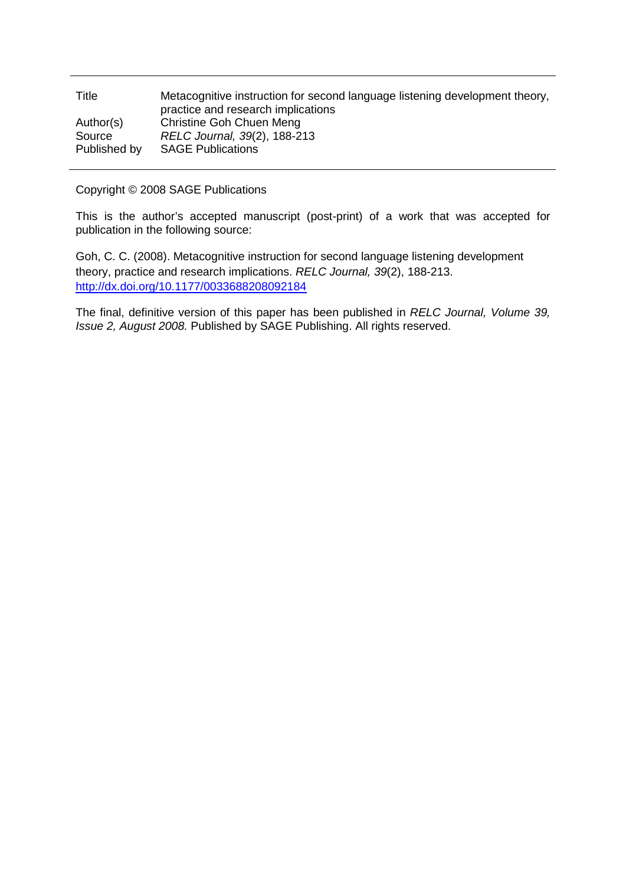| | |
|---|---|
| Title | Metacognitive instruction for second language listening development theory, practice and research implications |
| Author(s) | Christine Goh Chuen Meng |
| Source | *RELC Journal, 39*(2), 188-213 |
| Published by | SAGE Publications |

Copyright © 2008 SAGE Publications

This is the author's accepted manuscript (post-print) of a work that was accepted for publication in the following source:

Goh, C. C. (2008). Metacognitive instruction for second language listening development theory, practice and research implications. *RELC Journal, 39*(2), 188-213. http://dx.doi.org/10.1177/0033688208092184

The final, definitive version of this paper has been published in *RELC Journal, Volume 39, Issue 2, August 2008.* Published by SAGE Publishing. All rights reserved.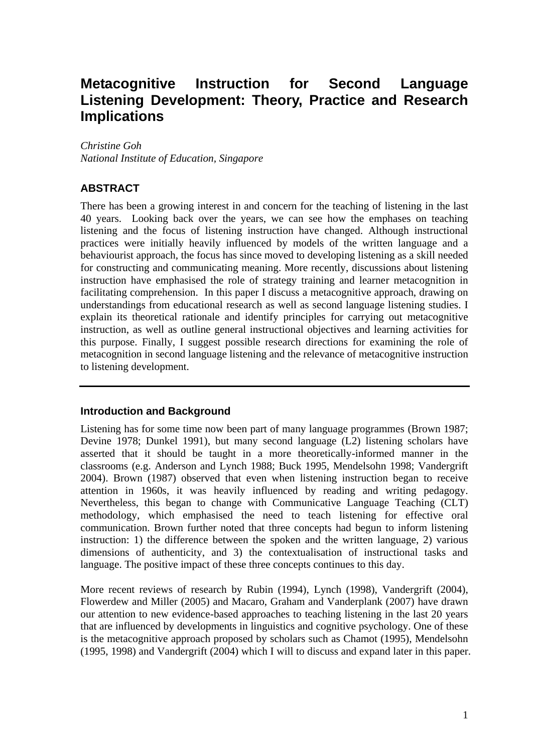# Metacognitive Instruction for Second Language Listening Development: Theory, Practice and Research Implications

*Christine Goh*
*National Institute of Education, Singapore*

## ABSTRACT

There has been a growing interest in and concern for the teaching of listening in the last 40 years. Looking back over the years, we can see how the emphases on teaching listening and the focus of listening instruction have changed. Although instructional practices were initially heavily influenced by models of the written language and a behaviourist approach, the focus has since moved to developing listening as a skill needed for constructing and communicating meaning. More recently, discussions about listening instruction have emphasised the role of strategy training and learner metacognition in facilitating comprehension. In this paper I discuss a metacognitive approach, drawing on understandings from educational research as well as second language listening studies. I explain its theoretical rationale and identify principles for carrying out metacognitive instruction, as well as outline general instructional objectives and learning activities for this purpose. Finally, I suggest possible research directions for examining the role of metacognition in second language listening and the relevance of metacognitive instruction to listening development.

---

## Introduction and Background

Listening has for some time now been part of many language programmes (Brown 1987; Devine 1978; Dunkel 1991), but many second language (L2) listening scholars have asserted that it should be taught in a more theoretically-informed manner in the classrooms (e.g. Anderson and Lynch 1988; Buck 1995, Mendelsohn 1998; Vandergrift 2004). Brown (1987) observed that even when listening instruction began to receive attention in 1960s, it was heavily influenced by reading and writing pedagogy. Nevertheless, this began to change with Communicative Language Teaching (CLT) methodology, which emphasised the need to teach listening for effective oral communication. Brown further noted that three concepts had begun to inform listening instruction: 1) the difference between the spoken and the written language, 2) various dimensions of authenticity, and 3) the contextualisation of instructional tasks and language. The positive impact of these three concepts continues to this day.

More recent reviews of research by Rubin (1994), Lynch (1998), Vandergrift (2004), Flowerdew and Miller (2005) and Macaro, Graham and Vanderplank (2007) have drawn our attention to new evidence-based approaches to teaching listening in the last 20 years that are influenced by developments in linguistics and cognitive psychology. One of these is the metacognitive approach proposed by scholars such as Chamot (1995), Mendelsohn (1995, 1998) and Vandergrift (2004) which I will to discuss and expand later in this paper.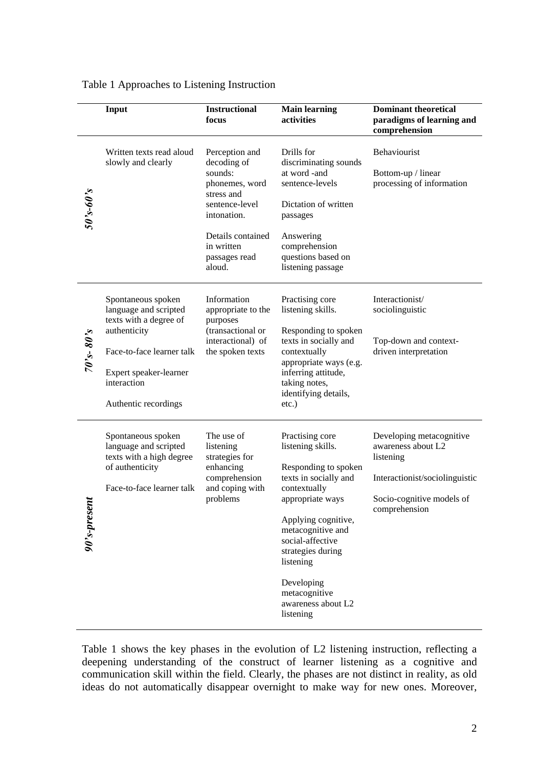Table 1 Approaches to Listening Instruction

| | Input | Instructional focus | Main learning activities | Dominant theoretical paradigms of learning and comprehension |
|---|---|---|---|---|
| *50's-60's* | Written texts read aloud slowly and clearly | Perception and decoding of sounds: phonemes, word stress and sentence-level intonation.<br><br>Details contained in written passages read aloud. | Drills for discriminating sounds at word -and sentence-levels<br><br>Dictation of written passages<br><br>Answering comprehension questions based on listening passage | Behaviourist<br><br>Bottom-up / linear processing of information |
| *70's- 80's* | Spontaneous spoken language and scripted texts with a degree of authenticity<br><br>Face-to-face learner talk<br><br>Expert speaker-learner interaction<br><br>Authentic recordings | Information appropriate to the purposes (transactional or interactional) of the spoken texts | Practising core listening skills.<br><br>Responding to spoken texts in socially and contextually appropriate ways (e.g. inferring attitude, taking notes, identifying details, etc.) | Interactionist/ sociolinguistic<br><br>Top-down and context-driven interpretation |
| *90's-present* | Spontaneous spoken language and scripted texts with a high degree of authenticity<br><br>Face-to-face learner talk | The use of listening strategies for enhancing comprehension and coping with problems | Practising core listening skills.<br><br>Responding to spoken texts in socially and contextually appropriate ways<br><br>Applying cognitive, metacognitive and social-affective strategies during listening<br><br>Developing metacognitive awareness about L2 listening | Developing metacognitive awareness about L2 listening<br><br>Interactionist/sociolinguistic<br><br>Socio-cognitive models of comprehension |

Table 1 shows the key phases in the evolution of L2 listening instruction, reflecting a deepening understanding of the construct of learner listening as a cognitive and communication skill within the field. Clearly, the phases are not distinct in reality, as old ideas do not automatically disappear overnight to make way for new ones. Moreover,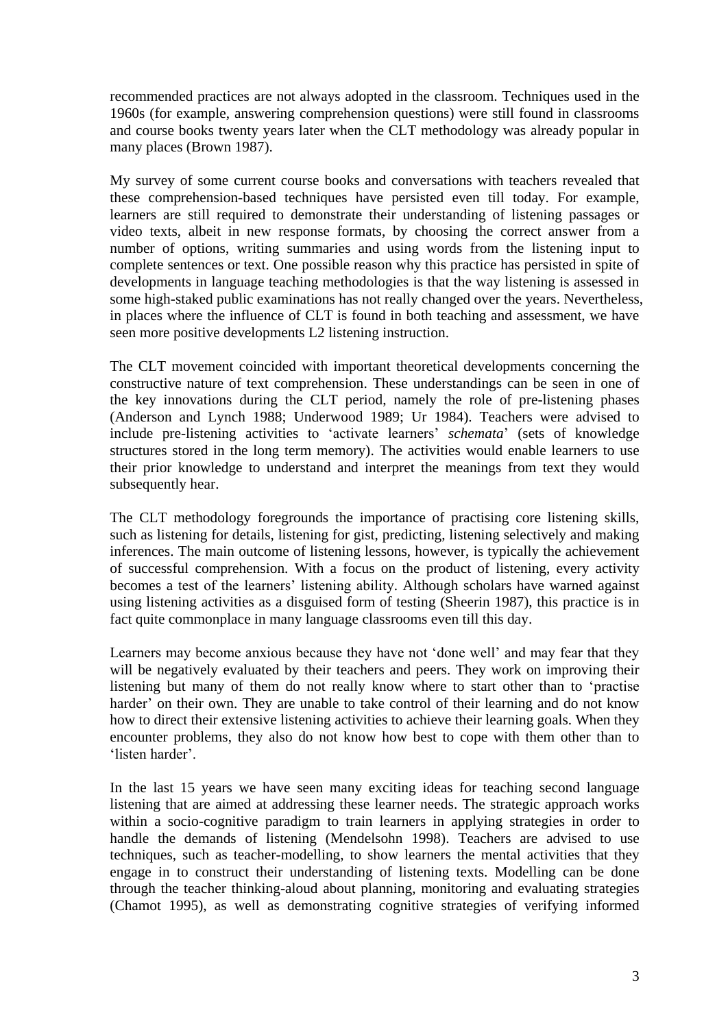recommended practices are not always adopted in the classroom. Techniques used in the 1960s (for example, answering comprehension questions) were still found in classrooms and course books twenty years later when the CLT methodology was already popular in many places (Brown 1987).

My survey of some current course books and conversations with teachers revealed that these comprehension-based techniques have persisted even till today. For example, learners are still required to demonstrate their understanding of listening passages or video texts, albeit in new response formats, by choosing the correct answer from a number of options, writing summaries and using words from the listening input to complete sentences or text. One possible reason why this practice has persisted in spite of developments in language teaching methodologies is that the way listening is assessed in some high-staked public examinations has not really changed over the years. Nevertheless, in places where the influence of CLT is found in both teaching and assessment, we have seen more positive developments L2 listening instruction.

The CLT movement coincided with important theoretical developments concerning the constructive nature of text comprehension. These understandings can be seen in one of the key innovations during the CLT period, namely the role of pre-listening phases (Anderson and Lynch 1988; Underwood 1989; Ur 1984). Teachers were advised to include pre-listening activities to 'activate learners' *schemata*' (sets of knowledge structures stored in the long term memory). The activities would enable learners to use their prior knowledge to understand and interpret the meanings from text they would subsequently hear.

The CLT methodology foregrounds the importance of practising core listening skills, such as listening for details, listening for gist, predicting, listening selectively and making inferences. The main outcome of listening lessons, however, is typically the achievement of successful comprehension. With a focus on the product of listening, every activity becomes a test of the learners' listening ability. Although scholars have warned against using listening activities as a disguised form of testing (Sheerin 1987), this practice is in fact quite commonplace in many language classrooms even till this day.

Learners may become anxious because they have not 'done well' and may fear that they will be negatively evaluated by their teachers and peers. They work on improving their listening but many of them do not really know where to start other than to 'practise harder' on their own. They are unable to take control of their learning and do not know how to direct their extensive listening activities to achieve their learning goals. When they encounter problems, they also do not know how best to cope with them other than to 'listen harder'.

In the last 15 years we have seen many exciting ideas for teaching second language listening that are aimed at addressing these learner needs. The strategic approach works within a socio-cognitive paradigm to train learners in applying strategies in order to handle the demands of listening (Mendelsohn 1998). Teachers are advised to use techniques, such as teacher-modelling, to show learners the mental activities that they engage in to construct their understanding of listening texts. Modelling can be done through the teacher thinking-aloud about planning, monitoring and evaluating strategies (Chamot 1995), as well as demonstrating cognitive strategies of verifying informed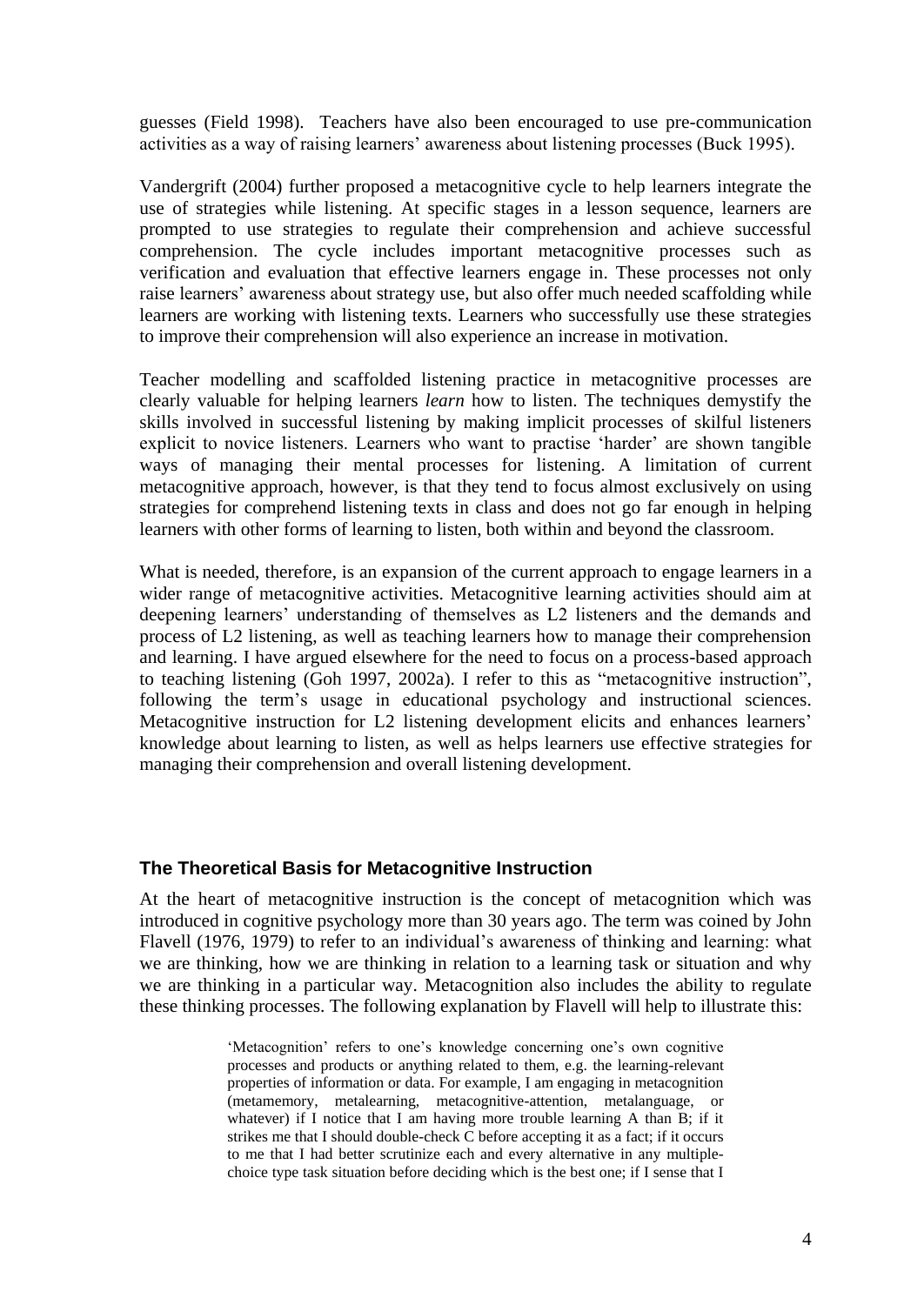guesses (Field 1998). Teachers have also been encouraged to use pre-communication activities as a way of raising learners' awareness about listening processes (Buck 1995).

Vandergrift (2004) further proposed a metacognitive cycle to help learners integrate the use of strategies while listening. At specific stages in a lesson sequence, learners are prompted to use strategies to regulate their comprehension and achieve successful comprehension. The cycle includes important metacognitive processes such as verification and evaluation that effective learners engage in. These processes not only raise learners' awareness about strategy use, but also offer much needed scaffolding while learners are working with listening texts. Learners who successfully use these strategies to improve their comprehension will also experience an increase in motivation.

Teacher modelling and scaffolded listening practice in metacognitive processes are clearly valuable for helping learners *learn* how to listen. The techniques demystify the skills involved in successful listening by making implicit processes of skilful listeners explicit to novice listeners. Learners who want to practise 'harder' are shown tangible ways of managing their mental processes for listening. A limitation of current metacognitive approach, however, is that they tend to focus almost exclusively on using strategies for comprehend listening texts in class and does not go far enough in helping learners with other forms of learning to listen, both within and beyond the classroom.

What is needed, therefore, is an expansion of the current approach to engage learners in a wider range of metacognitive activities. Metacognitive learning activities should aim at deepening learners' understanding of themselves as L2 listeners and the demands and process of L2 listening, as well as teaching learners how to manage their comprehension and learning. I have argued elsewhere for the need to focus on a process-based approach to teaching listening (Goh 1997, 2002a). I refer to this as "metacognitive instruction", following the term's usage in educational psychology and instructional sciences. Metacognitive instruction for L2 listening development elicits and enhances learners' knowledge about learning to listen, as well as helps learners use effective strategies for managing their comprehension and overall listening development.

## The Theoretical Basis for Metacognitive Instruction

At the heart of metacognitive instruction is the concept of metacognition which was introduced in cognitive psychology more than 30 years ago. The term was coined by John Flavell (1976, 1979) to refer to an individual's awareness of thinking and learning: what we are thinking, how we are thinking in relation to a learning task or situation and why we are thinking in a particular way. Metacognition also includes the ability to regulate these thinking processes. The following explanation by Flavell will help to illustrate this:

> 'Metacognition' refers to one's knowledge concerning one's own cognitive processes and products or anything related to them, e.g. the learning-relevant properties of information or data. For example, I am engaging in metacognition (metamemory, metalearning, metacognitive-attention, metalanguage, or whatever) if I notice that I am having more trouble learning A than B; if it strikes me that I should double-check C before accepting it as a fact; if it occurs to me that I had better scrutinize each and every alternative in any multiple-choice type task situation before deciding which is the best one; if I sense that I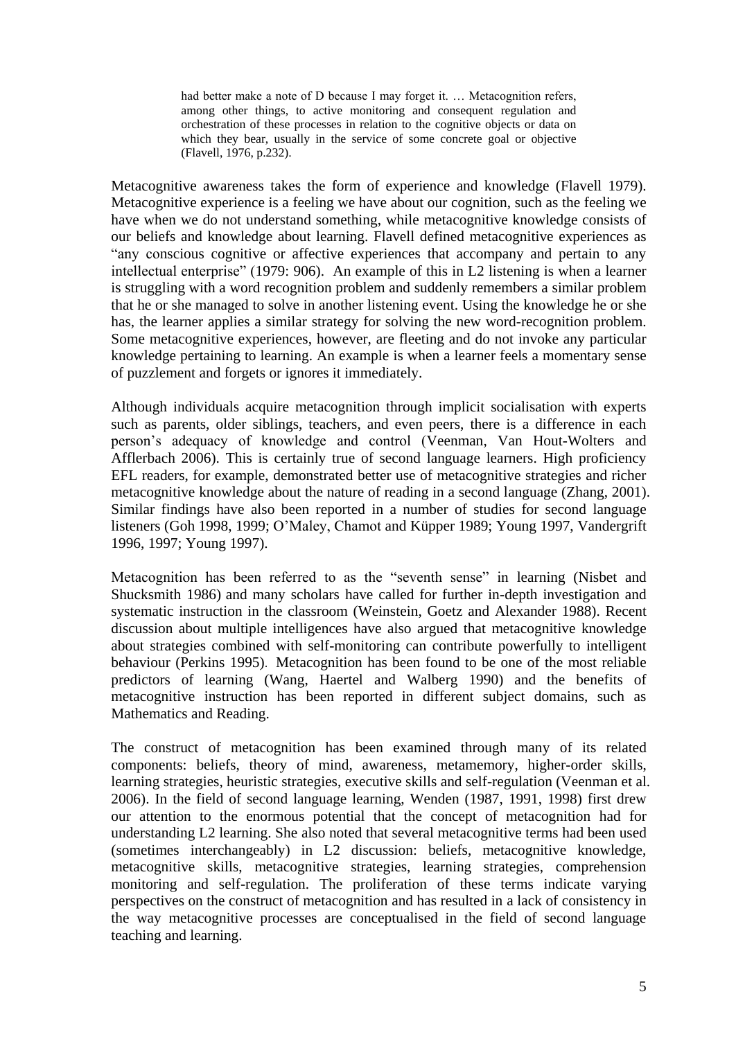> had better make a note of D because I may forget it. … Metacognition refers, among other things, to active monitoring and consequent regulation and orchestration of these processes in relation to the cognitive objects or data on which they bear, usually in the service of some concrete goal or objective (Flavell, 1976, p.232).

Metacognitive awareness takes the form of experience and knowledge (Flavell 1979). Metacognitive experience is a feeling we have about our cognition, such as the feeling we have when we do not understand something, while metacognitive knowledge consists of our beliefs and knowledge about learning. Flavell defined metacognitive experiences as "any conscious cognitive or affective experiences that accompany and pertain to any intellectual enterprise" (1979: 906). An example of this in L2 listening is when a learner is struggling with a word recognition problem and suddenly remembers a similar problem that he or she managed to solve in another listening event. Using the knowledge he or she has, the learner applies a similar strategy for solving the new word-recognition problem. Some metacognitive experiences, however, are fleeting and do not invoke any particular knowledge pertaining to learning. An example is when a learner feels a momentary sense of puzzlement and forgets or ignores it immediately.

Although individuals acquire metacognition through implicit socialisation with experts such as parents, older siblings, teachers, and even peers, there is a difference in each person's adequacy of knowledge and control (Veenman, Van Hout-Wolters and Afflerbach 2006). This is certainly true of second language learners. High proficiency EFL readers, for example, demonstrated better use of metacognitive strategies and richer metacognitive knowledge about the nature of reading in a second language (Zhang, 2001). Similar findings have also been reported in a number of studies for second language listeners (Goh 1998, 1999; O'Maley, Chamot and Küpper 1989; Young 1997, Vandergrift 1996, 1997; Young 1997).

Metacognition has been referred to as the "seventh sense" in learning (Nisbet and Shucksmith 1986) and many scholars have called for further in-depth investigation and systematic instruction in the classroom (Weinstein, Goetz and Alexander 1988). Recent discussion about multiple intelligences have also argued that metacognitive knowledge about strategies combined with self-monitoring can contribute powerfully to intelligent behaviour (Perkins 1995). Metacognition has been found to be one of the most reliable predictors of learning (Wang, Haertel and Walberg 1990) and the benefits of metacognitive instruction has been reported in different subject domains, such as Mathematics and Reading.

The construct of metacognition has been examined through many of its related components: beliefs, theory of mind, awareness, metamemory, higher-order skills, learning strategies, heuristic strategies, executive skills and self-regulation (Veenman et al. 2006). In the field of second language learning, Wenden (1987, 1991, 1998) first drew our attention to the enormous potential that the concept of metacognition had for understanding L2 learning. She also noted that several metacognitive terms had been used (sometimes interchangeably) in L2 discussion: beliefs, metacognitive knowledge, metacognitive skills, metacognitive strategies, learning strategies, comprehension monitoring and self-regulation. The proliferation of these terms indicate varying perspectives on the construct of metacognition and has resulted in a lack of consistency in the way metacognitive processes are conceptualised in the field of second language teaching and learning.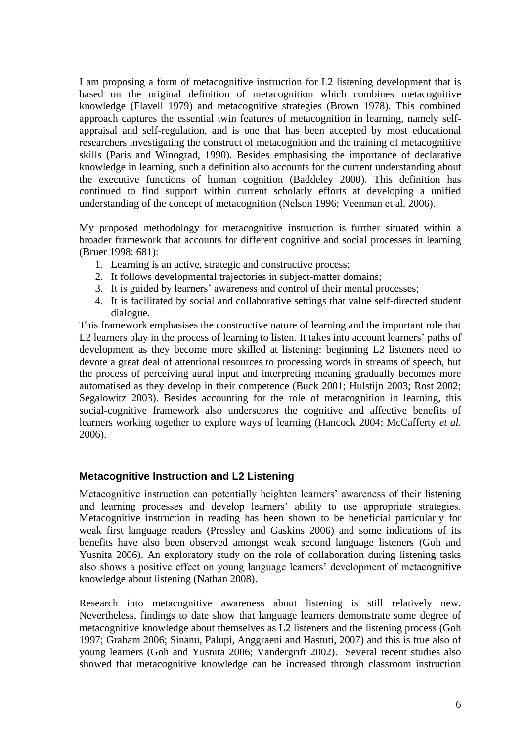I am proposing a form of metacognitive instruction for L2 listening development that is based on the original definition of metacognition which combines metacognitive knowledge (Flavell 1979) and metacognitive strategies (Brown 1978). This combined approach captures the essential twin features of metacognition in learning, namely self-appraisal and self-regulation, and is one that has been accepted by most educational researchers investigating the construct of metacognition and the training of metacognitive skills (Paris and Winograd, 1990). Besides emphasising the importance of declarative knowledge in learning, such a definition also accounts for the current understanding about the executive functions of human cognition (Baddeley 2000). This definition has continued to find support within current scholarly efforts at developing a unified understanding of the concept of metacognition (Nelson 1996; Veenman et al. 2006).

My proposed methodology for metacognitive instruction is further situated within a broader framework that accounts for different cognitive and social processes in learning (Bruer 1998: 681):

1. Learning is an active, strategic and constructive process;
2. It follows developmental trajectories in subject-matter domains;
3. It is guided by learners' awareness and control of their mental processes;
4. It is facilitated by social and collaborative settings that value self-directed student dialogue.

This framework emphasises the constructive nature of learning and the important role that L2 learners play in the process of learning to listen. It takes into account learners' paths of development as they become more skilled at listening: beginning L2 listeners need to devote a great deal of attentional resources to processing words in streams of speech, but the process of perceiving aural input and interpreting meaning gradually becomes more automatised as they develop in their competence (Buck 2001; Hulstijn 2003; Rost 2002; Segalowitz 2003). Besides accounting for the role of metacognition in learning, this social-cognitive framework also underscores the cognitive and affective benefits of learners working together to explore ways of learning (Hancock 2004; McCafferty *et al.* 2006).

### Metacognitive Instruction and L2 Listening

Metacognitive instruction can potentially heighten learners' awareness of their listening and learning processes and develop learners' ability to use appropriate strategies. Metacognitive instruction in reading has been shown to be beneficial particularly for weak first language readers (Pressley and Gaskins 2006) and some indications of its benefits have also been observed amongst weak second language listeners (Goh and Yusnita 2006). An exploratory study on the role of collaboration during listening tasks also shows a positive effect on young language learners' development of metacognitive knowledge about listening (Nathan 2008).

Research into metacognitive awareness about listening is still relatively new. Nevertheless, findings to date show that language learners demonstrate some degree of metacognitive knowledge about themselves as L2 listeners and the listening process (Goh 1997; Graham 2006; Sinanu, Palupi, Anggraeni and Hastuti, 2007) and this is true also of young learners (Goh and Yusnita 2006; Vandergrift 2002). Several recent studies also showed that metacognitive knowledge can be increased through classroom instruction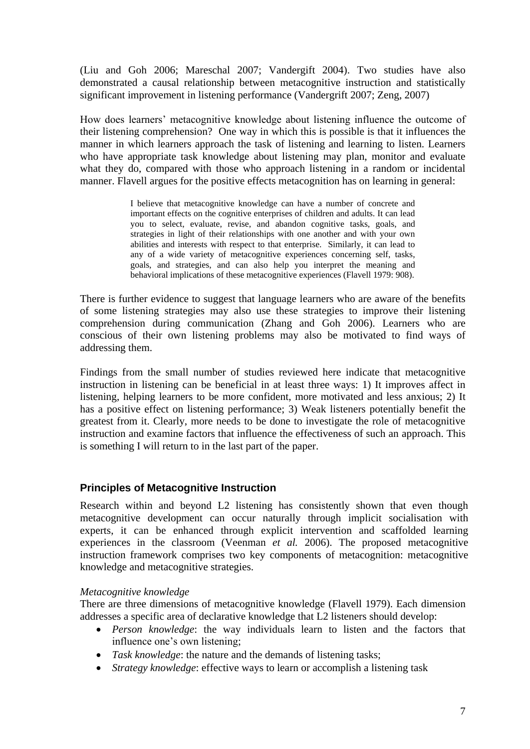(Liu and Goh 2006; Mareschal 2007; Vandergift 2004). Two studies have also demonstrated a causal relationship between metacognitive instruction and statistically significant improvement in listening performance (Vandergrift 2007; Zeng, 2007)

How does learners' metacognitive knowledge about listening influence the outcome of their listening comprehension? One way in which this is possible is that it influences the manner in which learners approach the task of listening and learning to listen. Learners who have appropriate task knowledge about listening may plan, monitor and evaluate what they do, compared with those who approach listening in a random or incidental manner. Flavell argues for the positive effects metacognition has on learning in general:

> I believe that metacognitive knowledge can have a number of concrete and important effects on the cognitive enterprises of children and adults. It can lead you to select, evaluate, revise, and abandon cognitive tasks, goals, and strategies in light of their relationships with one another and with your own abilities and interests with respect to that enterprise. Similarly, it can lead to any of a wide variety of metacognitive experiences concerning self, tasks, goals, and strategies, and can also help you interpret the meaning and behavioral implications of these metacognitive experiences (Flavell 1979: 908).

There is further evidence to suggest that language learners who are aware of the benefits of some listening strategies may also use these strategies to improve their listening comprehension during communication (Zhang and Goh 2006). Learners who are conscious of their own listening problems may also be motivated to find ways of addressing them.

Findings from the small number of studies reviewed here indicate that metacognitive instruction in listening can be beneficial in at least three ways: 1) It improves affect in listening, helping learners to be more confident, more motivated and less anxious; 2) It has a positive effect on listening performance; 3) Weak listeners potentially benefit the greatest from it. Clearly, more needs to be done to investigate the role of metacognitive instruction and examine factors that influence the effectiveness of such an approach. This is something I will return to in the last part of the paper.

## Principles of Metacognitive Instruction

Research within and beyond L2 listening has consistently shown that even though metacognitive development can occur naturally through implicit socialisation with experts, it can be enhanced through explicit intervention and scaffolded learning experiences in the classroom (Veenman *et al.* 2006). The proposed metacognitive instruction framework comprises two key components of metacognition: metacognitive knowledge and metacognitive strategies.

*Metacognitive knowledge*

There are three dimensions of metacognitive knowledge (Flavell 1979). Each dimension addresses a specific area of declarative knowledge that L2 listeners should develop:

- *Person knowledge*: the way individuals learn to listen and the factors that influence one's own listening;
- *Task knowledge*: the nature and the demands of listening tasks;
- *Strategy knowledge*: effective ways to learn or accomplish a listening task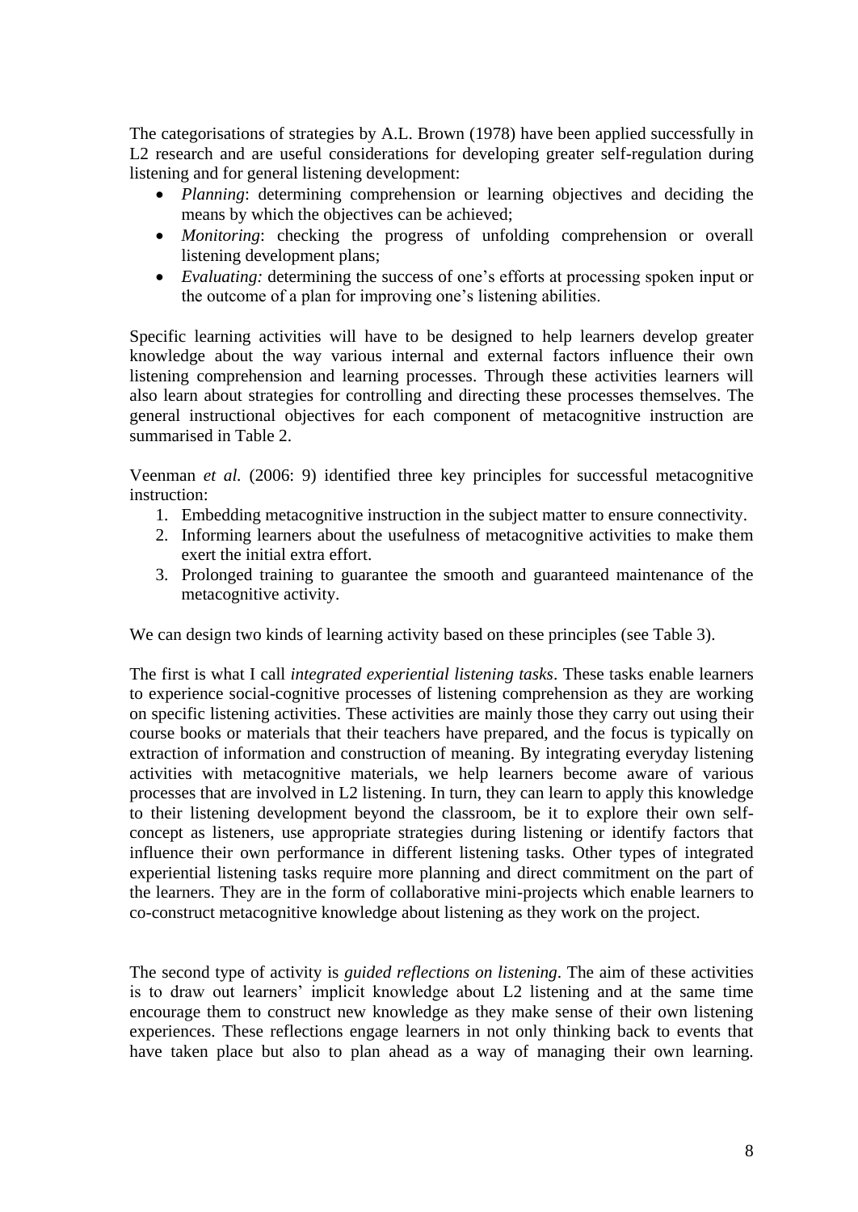The categorisations of strategies by A.L. Brown (1978) have been applied successfully in L2 research and are useful considerations for developing greater self-regulation during listening and for general listening development:

- *Planning*: determining comprehension or learning objectives and deciding the means by which the objectives can be achieved;
- *Monitoring*: checking the progress of unfolding comprehension or overall listening development plans;
- *Evaluating:* determining the success of one's efforts at processing spoken input or the outcome of a plan for improving one's listening abilities.

Specific learning activities will have to be designed to help learners develop greater knowledge about the way various internal and external factors influence their own listening comprehension and learning processes. Through these activities learners will also learn about strategies for controlling and directing these processes themselves. The general instructional objectives for each component of metacognitive instruction are summarised in Table 2.

Veenman *et al.* (2006: 9) identified three key principles for successful metacognitive instruction:

1. Embedding metacognitive instruction in the subject matter to ensure connectivity.
2. Informing learners about the usefulness of metacognitive activities to make them exert the initial extra effort.
3. Prolonged training to guarantee the smooth and guaranteed maintenance of the metacognitive activity.

We can design two kinds of learning activity based on these principles (see Table 3).

The first is what I call *integrated experiential listening tasks*. These tasks enable learners to experience social-cognitive processes of listening comprehension as they are working on specific listening activities. These activities are mainly those they carry out using their course books or materials that their teachers have prepared, and the focus is typically on extraction of information and construction of meaning. By integrating everyday listening activities with metacognitive materials, we help learners become aware of various processes that are involved in L2 listening. In turn, they can learn to apply this knowledge to their listening development beyond the classroom, be it to explore their own self-concept as listeners, use appropriate strategies during listening or identify factors that influence their own performance in different listening tasks. Other types of integrated experiential listening tasks require more planning and direct commitment on the part of the learners. They are in the form of collaborative mini-projects which enable learners to co-construct metacognitive knowledge about listening as they work on the project.

The second type of activity is *guided reflections on listening*. The aim of these activities is to draw out learners' implicit knowledge about L2 listening and at the same time encourage them to construct new knowledge as they make sense of their own listening experiences. These reflections engage learners in not only thinking back to events that have taken place but also to plan ahead as a way of managing their own learning.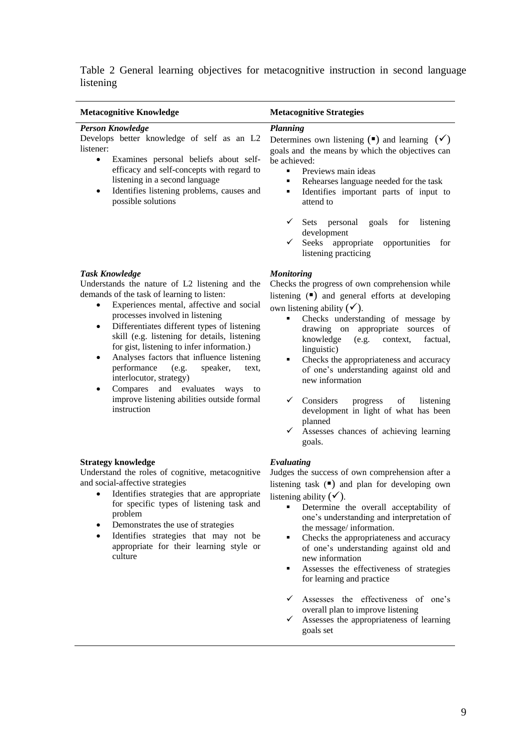Table 2 General learning objectives for metacognitive instruction in second language listening

| Metacognitive Knowledge | Metacognitive Strategies |
| --- | --- |
| ***Person Knowledge***<br>Develops better knowledge of self as an L2 listener:<br>• Examines personal beliefs about self-efficacy and self-concepts with regard to listening in a second language<br>• Identifies listening problems, causes and possible solutions | ***Planning***<br>Determines own listening (▪) and learning (✓) goals and the means by which the objectives can be achieved:<br>▪ Previews main ideas<br>▪ Rehearses language needed for the task<br>▪ Identifies important parts of input to attend to<br>✓ Sets personal goals for listening development<br>✓ Seeks appropriate opportunities for listening practicing |
| ***Task Knowledge***<br>Understands the nature of L2 listening and the demands of the task of learning to listen:<br>• Experiences mental, affective and social processes involved in listening<br>• Differentiates different types of listening skill (e.g. listening for details, listening for gist, listening to infer information.)<br>• Analyses factors that influence listening performance (e.g. speaker, text, interlocutor, strategy)<br>• Compares and evaluates ways to improve listening abilities outside formal instruction | ***Monitoring***<br>Checks the progress of own comprehension while listening (▪) and general efforts at developing own listening ability (✓).<br>▪ Checks understanding of message by drawing on appropriate sources of knowledge (e.g. context, factual, linguistic)<br>▪ Checks the appropriateness and accuracy of one's understanding against old and new information<br>✓ Considers progress of listening development in light of what has been planned<br>✓ Assesses chances of achieving learning goals. |
| **Strategy knowledge**<br>Understand the roles of cognitive, metacognitive and social-affective strategies<br>• Identifies strategies that are appropriate for specific types of listening task and problem<br>• Demonstrates the use of strategies<br>• Identifies strategies that may not be appropriate for their learning style or culture | ***Evaluating***<br>Judges the success of own comprehension after a listening task (▪) and plan for developing own listening ability (✓).<br>▪ Determine the overall acceptability of one's understanding and interpretation of the message/ information.<br>▪ Checks the appropriateness and accuracy of one's understanding against old and new information<br>▪ Assesses the effectiveness of strategies for learning and practice<br>✓ Assesses the effectiveness of one's overall plan to improve listening<br>✓ Assesses the appropriateness of learning goals set |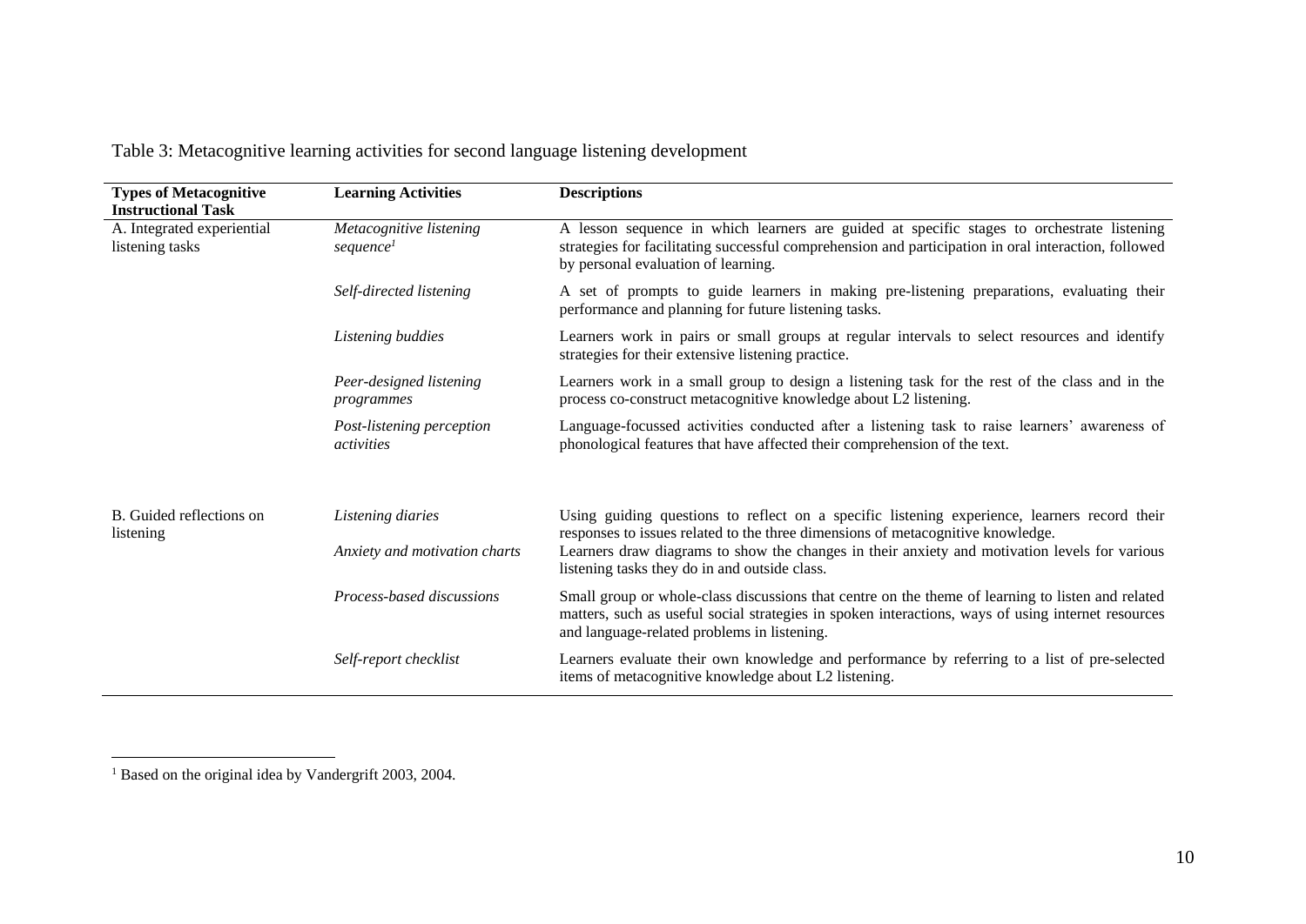Table 3: Metacognitive learning activities for second language listening development

| **Types of Metacognitive Instructional Task** | **Learning Activities** | **Descriptions** |
|---|---|---|
| A. Integrated experiential listening tasks | *Metacognitive listening sequence*[1] | A lesson sequence in which learners are guided at specific stages to orchestrate listening strategies for facilitating successful comprehension and participation in oral interaction, followed by personal evaluation of learning. |
| | *Self-directed listening* | A set of prompts to guide learners in making pre-listening preparations, evaluating their performance and planning for future listening tasks. |
| | *Listening buddies* | Learners work in pairs or small groups at regular intervals to select resources and identify strategies for their extensive listening practice. |
| | *Peer-designed listening programmes* | Learners work in a small group to design a listening task for the rest of the class and in the process co-construct metacognitive knowledge about L2 listening. |
| | *Post-listening perception activities* | Language-focussed activities conducted after a listening task to raise learners' awareness of phonological features that have affected their comprehension of the text. |
| B. Guided reflections on listening | *Listening diaries* | Using guiding questions to reflect on a specific listening experience, learners record their responses to issues related to the three dimensions of metacognitive knowledge. |
| | *Anxiety and motivation charts* | Learners draw diagrams to show the changes in their anxiety and motivation levels for various listening tasks they do in and outside class. |
| | *Process-based discussions* | Small group or whole-class discussions that centre on the theme of learning to listen and related matters, such as useful social strategies in spoken interactions, ways of using internet resources and language-related problems in listening. |
| | *Self-report checklist* | Learners evaluate their own knowledge and performance by referring to a list of pre-selected items of metacognitive knowledge about L2 listening. |

[1] Based on the original idea by Vandergrift 2003, 2004.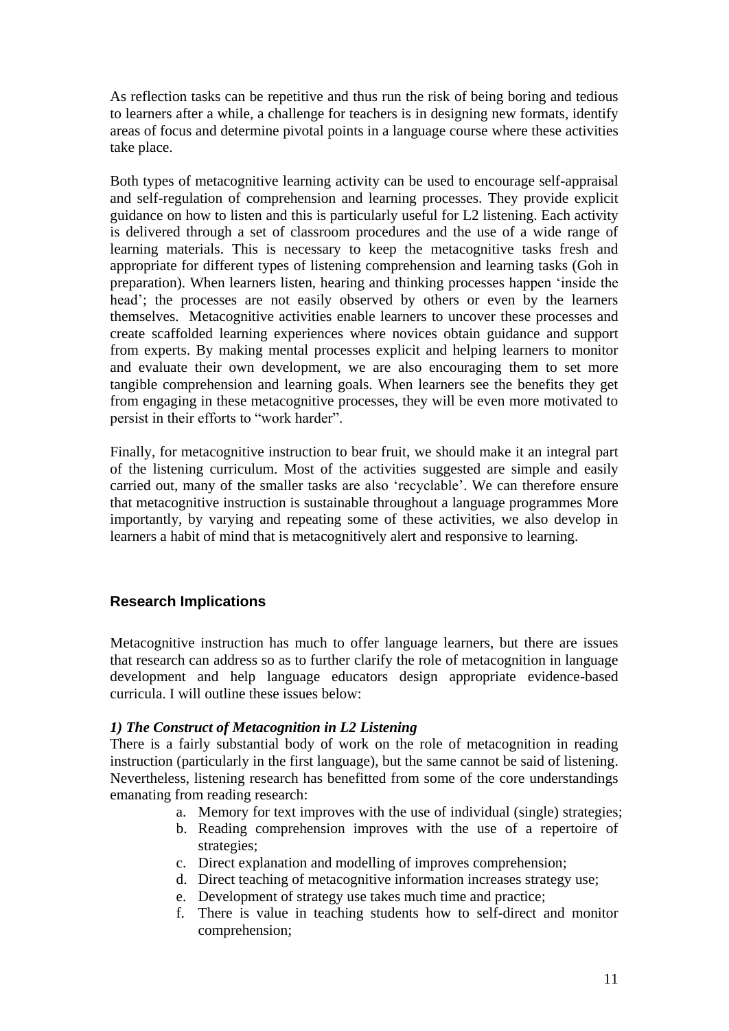As reflection tasks can be repetitive and thus run the risk of being boring and tedious to learners after a while, a challenge for teachers is in designing new formats, identify areas of focus and determine pivotal points in a language course where these activities take place.

Both types of metacognitive learning activity can be used to encourage self-appraisal and self-regulation of comprehension and learning processes. They provide explicit guidance on how to listen and this is particularly useful for L2 listening. Each activity is delivered through a set of classroom procedures and the use of a wide range of learning materials. This is necessary to keep the metacognitive tasks fresh and appropriate for different types of listening comprehension and learning tasks (Goh in preparation). When learners listen, hearing and thinking processes happen 'inside the head'; the processes are not easily observed by others or even by the learners themselves. Metacognitive activities enable learners to uncover these processes and create scaffolded learning experiences where novices obtain guidance and support from experts. By making mental processes explicit and helping learners to monitor and evaluate their own development, we are also encouraging them to set more tangible comprehension and learning goals. When learners see the benefits they get from engaging in these metacognitive processes, they will be even more motivated to persist in their efforts to "work harder".

Finally, for metacognitive instruction to bear fruit, we should make it an integral part of the listening curriculum. Most of the activities suggested are simple and easily carried out, many of the smaller tasks are also 'recyclable'. We can therefore ensure that metacognitive instruction is sustainable throughout a language programmes More importantly, by varying and repeating some of these activities, we also develop in learners a habit of mind that is metacognitively alert and responsive to learning.

## Research Implications

Metacognitive instruction has much to offer language learners, but there are issues that research can address so as to further clarify the role of metacognition in language development and help language educators design appropriate evidence-based curricula. I will outline these issues below:

### *1) The Construct of Metacognition in L2 Listening*

There is a fairly substantial body of work on the role of metacognition in reading instruction (particularly in the first language), but the same cannot be said of listening. Nevertheless, listening research has benefitted from some of the core understandings emanating from reading research:

a. Memory for text improves with the use of individual (single) strategies;
b. Reading comprehension improves with the use of a repertoire of strategies;
c. Direct explanation and modelling of improves comprehension;
d. Direct teaching of metacognitive information increases strategy use;
e. Development of strategy use takes much time and practice;
f. There is value in teaching students how to self-direct and monitor comprehension;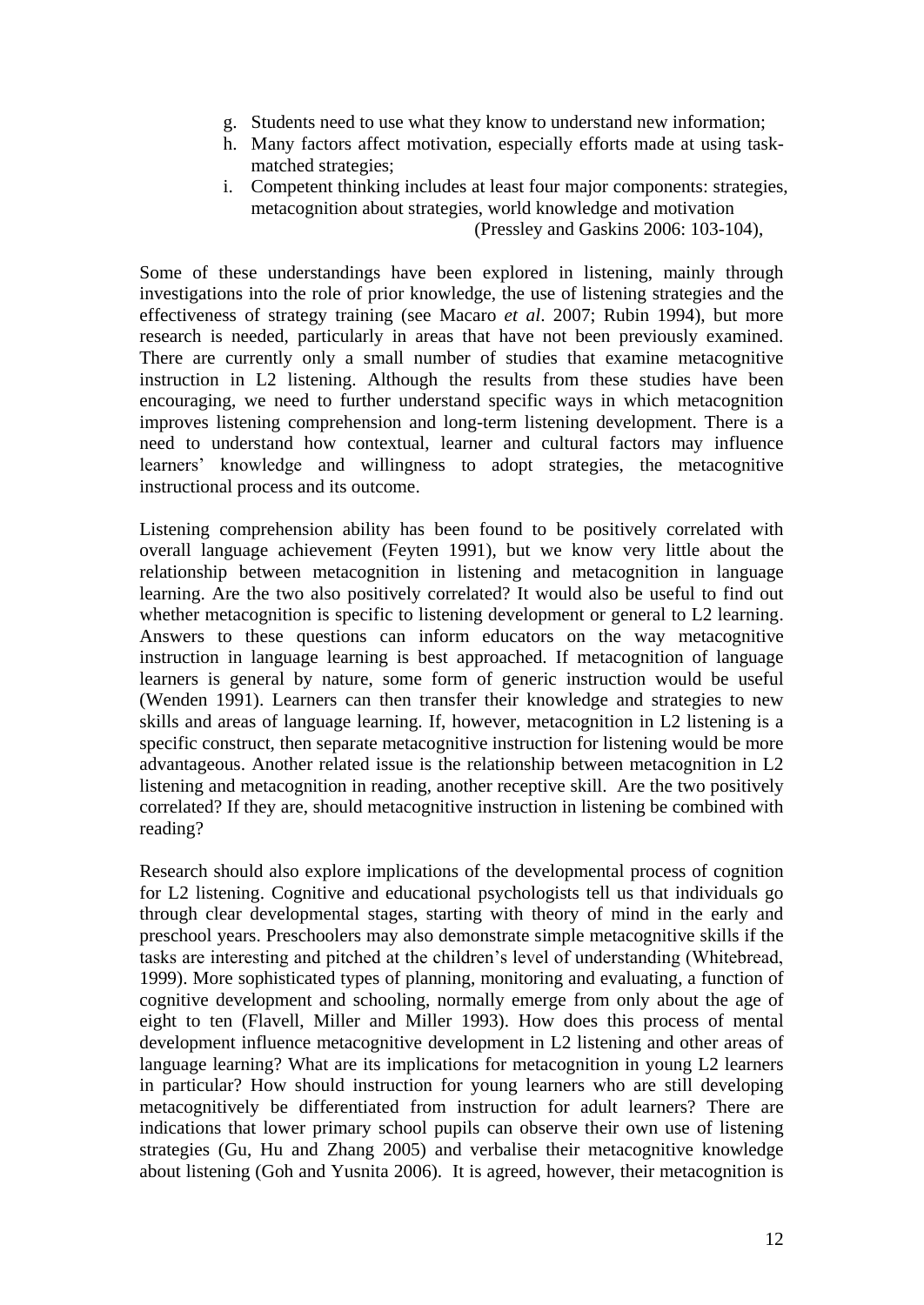g. Students need to use what they know to understand new information;
h. Many factors affect motivation, especially efforts made at using task-matched strategies;
i. Competent thinking includes at least four major components: strategies, metacognition about strategies, world knowledge and motivation
(Pressley and Gaskins 2006: 103-104),

Some of these understandings have been explored in listening, mainly through investigations into the role of prior knowledge, the use of listening strategies and the effectiveness of strategy training (see Macaro *et al*. 2007; Rubin 1994), but more research is needed, particularly in areas that have not been previously examined. There are currently only a small number of studies that examine metacognitive instruction in L2 listening. Although the results from these studies have been encouraging, we need to further understand specific ways in which metacognition improves listening comprehension and long-term listening development. There is a need to understand how contextual, learner and cultural factors may influence learners' knowledge and willingness to adopt strategies, the metacognitive instructional process and its outcome.

Listening comprehension ability has been found to be positively correlated with overall language achievement (Feyten 1991), but we know very little about the relationship between metacognition in listening and metacognition in language learning. Are the two also positively correlated? It would also be useful to find out whether metacognition is specific to listening development or general to L2 learning. Answers to these questions can inform educators on the way metacognitive instruction in language learning is best approached. If metacognition of language learners is general by nature, some form of generic instruction would be useful (Wenden 1991). Learners can then transfer their knowledge and strategies to new skills and areas of language learning. If, however, metacognition in L2 listening is a specific construct, then separate metacognitive instruction for listening would be more advantageous. Another related issue is the relationship between metacognition in L2 listening and metacognition in reading, another receptive skill. Are the two positively correlated? If they are, should metacognitive instruction in listening be combined with reading?

Research should also explore implications of the developmental process of cognition for L2 listening. Cognitive and educational psychologists tell us that individuals go through clear developmental stages, starting with theory of mind in the early and preschool years. Preschoolers may also demonstrate simple metacognitive skills if the tasks are interesting and pitched at the children's level of understanding (Whitebread, 1999). More sophisticated types of planning, monitoring and evaluating, a function of cognitive development and schooling, normally emerge from only about the age of eight to ten (Flavell, Miller and Miller 1993). How does this process of mental development influence metacognitive development in L2 listening and other areas of language learning? What are its implications for metacognition in young L2 learners in particular? How should instruction for young learners who are still developing metacognitively be differentiated from instruction for adult learners? There are indications that lower primary school pupils can observe their own use of listening strategies (Gu, Hu and Zhang 2005) and verbalise their metacognitive knowledge about listening (Goh and Yusnita 2006). It is agreed, however, their metacognition is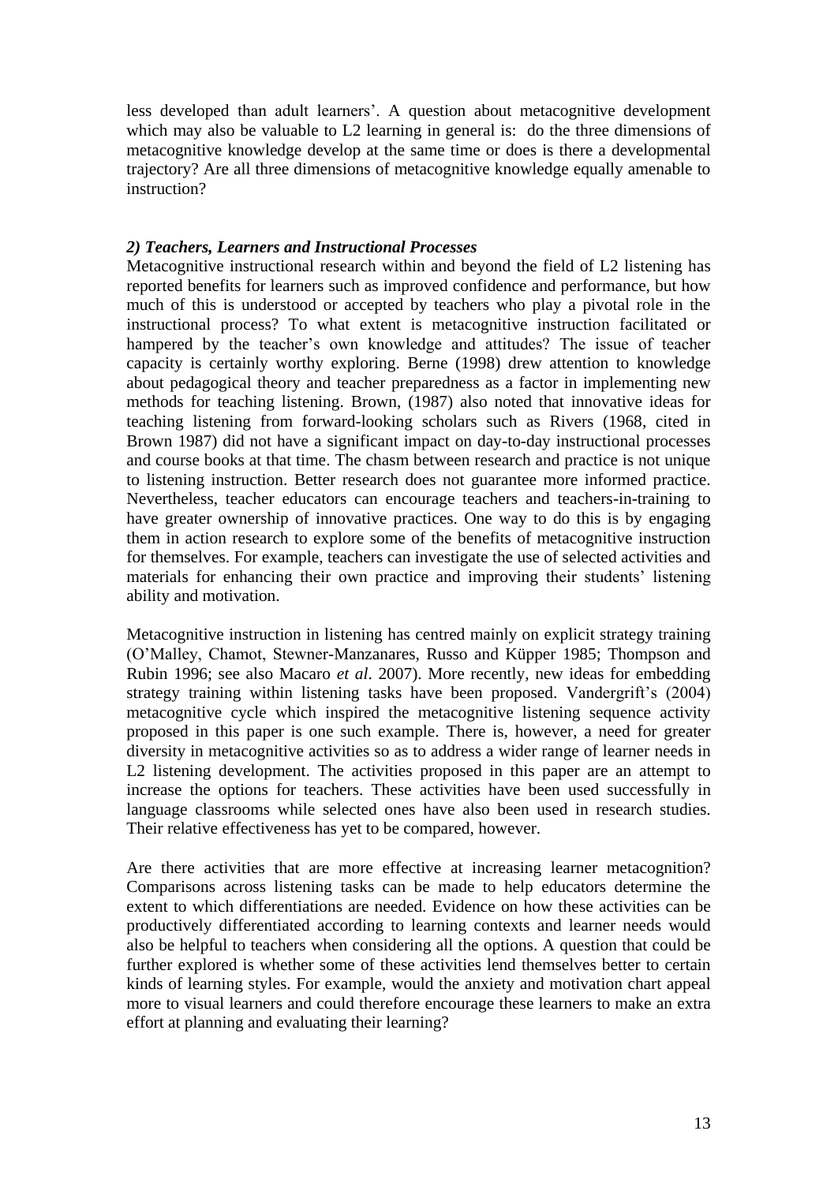less developed than adult learners'. A question about metacognitive development which may also be valuable to L2 learning in general is: do the three dimensions of metacognitive knowledge develop at the same time or does is there a developmental trajectory? Are all three dimensions of metacognitive knowledge equally amenable to instruction?

### *2) Teachers, Learners and Instructional Processes*

Metacognitive instructional research within and beyond the field of L2 listening has reported benefits for learners such as improved confidence and performance, but how much of this is understood or accepted by teachers who play a pivotal role in the instructional process? To what extent is metacognitive instruction facilitated or hampered by the teacher's own knowledge and attitudes? The issue of teacher capacity is certainly worthy exploring. Berne (1998) drew attention to knowledge about pedagogical theory and teacher preparedness as a factor in implementing new methods for teaching listening. Brown, (1987) also noted that innovative ideas for teaching listening from forward-looking scholars such as Rivers (1968, cited in Brown 1987) did not have a significant impact on day-to-day instructional processes and course books at that time. The chasm between research and practice is not unique to listening instruction. Better research does not guarantee more informed practice. Nevertheless, teacher educators can encourage teachers and teachers-in-training to have greater ownership of innovative practices. One way to do this is by engaging them in action research to explore some of the benefits of metacognitive instruction for themselves. For example, teachers can investigate the use of selected activities and materials for enhancing their own practice and improving their students' listening ability and motivation.

Metacognitive instruction in listening has centred mainly on explicit strategy training (O'Malley, Chamot, Stewner-Manzanares, Russo and Küpper 1985; Thompson and Rubin 1996; see also Macaro *et al*. 2007). More recently, new ideas for embedding strategy training within listening tasks have been proposed. Vandergrift's (2004) metacognitive cycle which inspired the metacognitive listening sequence activity proposed in this paper is one such example. There is, however, a need for greater diversity in metacognitive activities so as to address a wider range of learner needs in L2 listening development. The activities proposed in this paper are an attempt to increase the options for teachers. These activities have been used successfully in language classrooms while selected ones have also been used in research studies. Their relative effectiveness has yet to be compared, however.

Are there activities that are more effective at increasing learner metacognition? Comparisons across listening tasks can be made to help educators determine the extent to which differentiations are needed. Evidence on how these activities can be productively differentiated according to learning contexts and learner needs would also be helpful to teachers when considering all the options. A question that could be further explored is whether some of these activities lend themselves better to certain kinds of learning styles. For example, would the anxiety and motivation chart appeal more to visual learners and could therefore encourage these learners to make an extra effort at planning and evaluating their learning?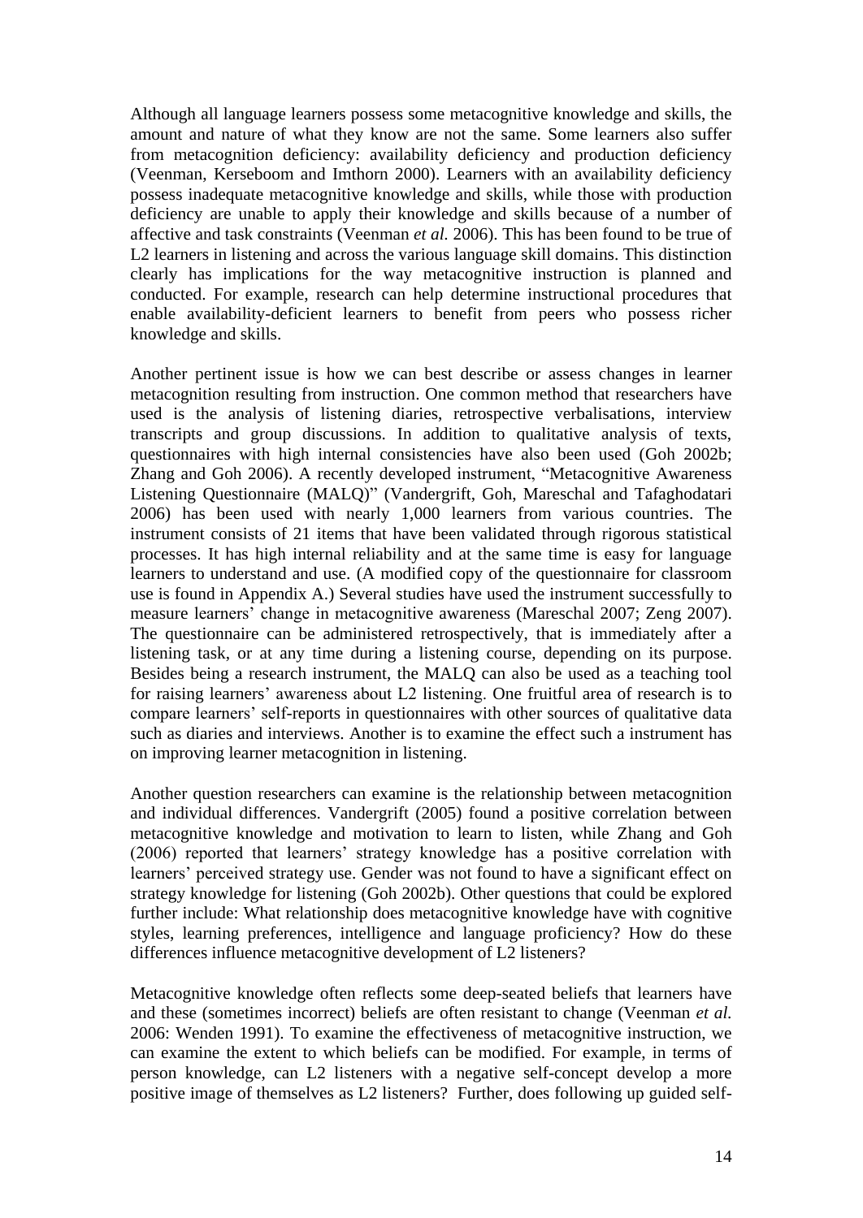Although all language learners possess some metacognitive knowledge and skills, the amount and nature of what they know are not the same. Some learners also suffer from metacognition deficiency: availability deficiency and production deficiency (Veenman, Kerseboom and Imthorn 2000). Learners with an availability deficiency possess inadequate metacognitive knowledge and skills, while those with production deficiency are unable to apply their knowledge and skills because of a number of affective and task constraints (Veenman *et al.* 2006). This has been found to be true of L2 learners in listening and across the various language skill domains. This distinction clearly has implications for the way metacognitive instruction is planned and conducted. For example, research can help determine instructional procedures that enable availability-deficient learners to benefit from peers who possess richer knowledge and skills.

Another pertinent issue is how we can best describe or assess changes in learner metacognition resulting from instruction. One common method that researchers have used is the analysis of listening diaries, retrospective verbalisations, interview transcripts and group discussions. In addition to qualitative analysis of texts, questionnaires with high internal consistencies have also been used (Goh 2002b; Zhang and Goh 2006). A recently developed instrument, "Metacognitive Awareness Listening Questionnaire (MALQ)" (Vandergrift, Goh, Mareschal and Tafaghodatari 2006) has been used with nearly 1,000 learners from various countries. The instrument consists of 21 items that have been validated through rigorous statistical processes. It has high internal reliability and at the same time is easy for language learners to understand and use. (A modified copy of the questionnaire for classroom use is found in Appendix A.) Several studies have used the instrument successfully to measure learners' change in metacognitive awareness (Mareschal 2007; Zeng 2007). The questionnaire can be administered retrospectively, that is immediately after a listening task, or at any time during a listening course, depending on its purpose. Besides being a research instrument, the MALQ can also be used as a teaching tool for raising learners' awareness about L2 listening. One fruitful area of research is to compare learners' self-reports in questionnaires with other sources of qualitative data such as diaries and interviews. Another is to examine the effect such a instrument has on improving learner metacognition in listening.

Another question researchers can examine is the relationship between metacognition and individual differences. Vandergrift (2005) found a positive correlation between metacognitive knowledge and motivation to learn to listen, while Zhang and Goh (2006) reported that learners' strategy knowledge has a positive correlation with learners' perceived strategy use. Gender was not found to have a significant effect on strategy knowledge for listening (Goh 2002b). Other questions that could be explored further include: What relationship does metacognitive knowledge have with cognitive styles, learning preferences, intelligence and language proficiency? How do these differences influence metacognitive development of L2 listeners?

Metacognitive knowledge often reflects some deep-seated beliefs that learners have and these (sometimes incorrect) beliefs are often resistant to change (Veenman *et al.* 2006: Wenden 1991). To examine the effectiveness of metacognitive instruction, we can examine the extent to which beliefs can be modified. For example, in terms of person knowledge, can L2 listeners with a negative self-concept develop a more positive image of themselves as L2 listeners? Further, does following up guided self-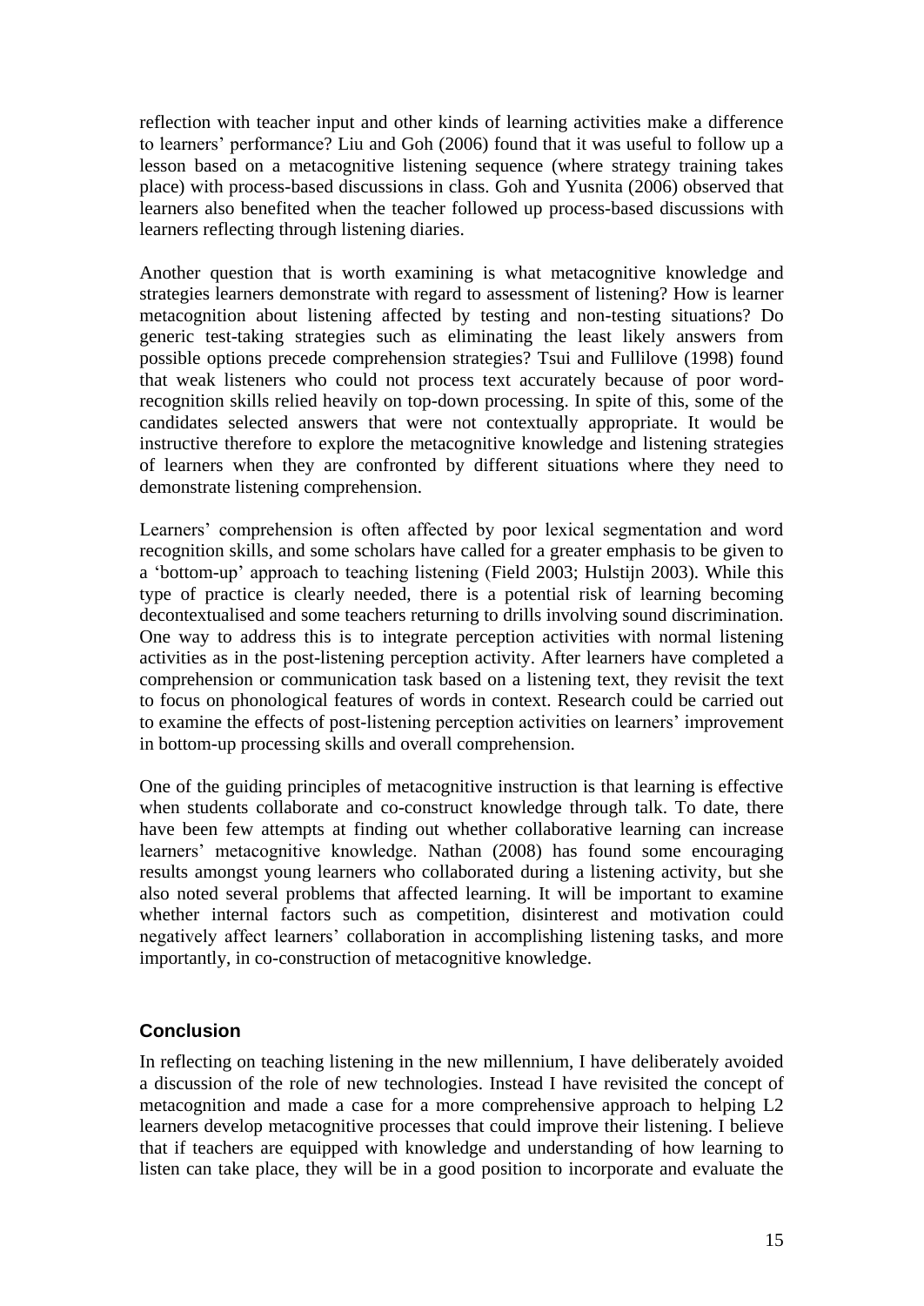reflection with teacher input and other kinds of learning activities make a difference to learners' performance? Liu and Goh (2006) found that it was useful to follow up a lesson based on a metacognitive listening sequence (where strategy training takes place) with process-based discussions in class. Goh and Yusnita (2006) observed that learners also benefited when the teacher followed up process-based discussions with learners reflecting through listening diaries.

Another question that is worth examining is what metacognitive knowledge and strategies learners demonstrate with regard to assessment of listening? How is learner metacognition about listening affected by testing and non-testing situations? Do generic test-taking strategies such as eliminating the least likely answers from possible options precede comprehension strategies? Tsui and Fullilove (1998) found that weak listeners who could not process text accurately because of poor word-recognition skills relied heavily on top-down processing. In spite of this, some of the candidates selected answers that were not contextually appropriate. It would be instructive therefore to explore the metacognitive knowledge and listening strategies of learners when they are confronted by different situations where they need to demonstrate listening comprehension.

Learners' comprehension is often affected by poor lexical segmentation and word recognition skills, and some scholars have called for a greater emphasis to be given to a 'bottom-up' approach to teaching listening (Field 2003; Hulstijn 2003). While this type of practice is clearly needed, there is a potential risk of learning becoming decontextualised and some teachers returning to drills involving sound discrimination. One way to address this is to integrate perception activities with normal listening activities as in the post-listening perception activity. After learners have completed a comprehension or communication task based on a listening text, they revisit the text to focus on phonological features of words in context. Research could be carried out to examine the effects of post-listening perception activities on learners' improvement in bottom-up processing skills and overall comprehension.

One of the guiding principles of metacognitive instruction is that learning is effective when students collaborate and co-construct knowledge through talk. To date, there have been few attempts at finding out whether collaborative learning can increase learners' metacognitive knowledge. Nathan (2008) has found some encouraging results amongst young learners who collaborated during a listening activity, but she also noted several problems that affected learning. It will be important to examine whether internal factors such as competition, disinterest and motivation could negatively affect learners' collaboration in accomplishing listening tasks, and more importantly, in co-construction of metacognitive knowledge.

## Conclusion

In reflecting on teaching listening in the new millennium, I have deliberately avoided a discussion of the role of new technologies. Instead I have revisited the concept of metacognition and made a case for a more comprehensive approach to helping L2 learners develop metacognitive processes that could improve their listening. I believe that if teachers are equipped with knowledge and understanding of how learning to listen can take place, they will be in a good position to incorporate and evaluate the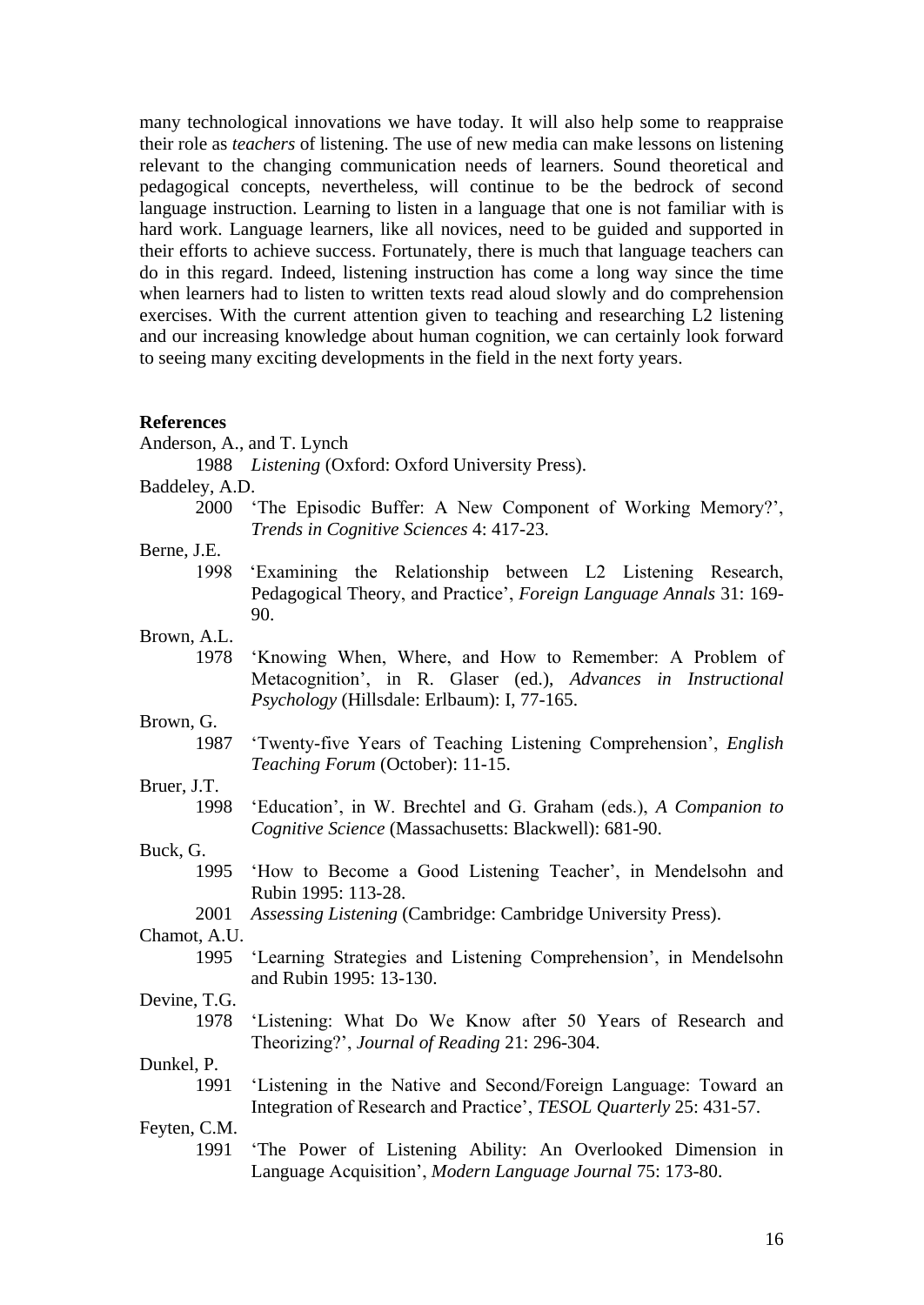many technological innovations we have today. It will also help some to reappraise their role as *teachers* of listening. The use of new media can make lessons on listening relevant to the changing communication needs of learners. Sound theoretical and pedagogical concepts, nevertheless, will continue to be the bedrock of second language instruction. Learning to listen in a language that one is not familiar with is hard work. Language learners, like all novices, need to be guided and supported in their efforts to achieve success. Fortunately, there is much that language teachers can do in this regard. Indeed, listening instruction has come a long way since the time when learners had to listen to written texts read aloud slowly and do comprehension exercises. With the current attention given to teaching and researching L2 listening and our increasing knowledge about human cognition, we can certainly look forward to seeing many exciting developments in the field in the next forty years.

**References**

Anderson, A., and T. Lynch
 1988 *Listening* (Oxford: Oxford University Press).

Baddeley, A.D.
 2000 'The Episodic Buffer: A New Component of Working Memory?', *Trends in Cognitive Sciences* 4: 417-23.

Berne, J.E.
 1998 'Examining the Relationship between L2 Listening Research, Pedagogical Theory, and Practice', *Foreign Language Annals* 31: 169-90.

Brown, A.L.
 1978 'Knowing When, Where, and How to Remember: A Problem of Metacognition', in R. Glaser (ed.), *Advances in Instructional Psychology* (Hillsdale: Erlbaum): I, 77-165.

Brown, G.
 1987 'Twenty-five Years of Teaching Listening Comprehension', *English Teaching Forum* (October): 11-15.

Bruer, J.T.
 1998 'Education', in W. Brechtel and G. Graham (eds.), *A Companion to Cognitive Science* (Massachusetts: Blackwell): 681-90.

Buck, G.
 1995 'How to Become a Good Listening Teacher', in Mendelsohn and Rubin 1995: 113-28.
 2001 *Assessing Listening* (Cambridge: Cambridge University Press).

Chamot, A.U.
 1995 'Learning Strategies and Listening Comprehension', in Mendelsohn and Rubin 1995: 13-130.

Devine, T.G.
 1978 'Listening: What Do We Know after 50 Years of Research and Theorizing?', *Journal of Reading* 21: 296-304.

Dunkel, P.
 1991 'Listening in the Native and Second/Foreign Language: Toward an Integration of Research and Practice', *TESOL Quarterly* 25: 431-57.

Feyten, C.M.
 1991 'The Power of Listening Ability: An Overlooked Dimension in Language Acquisition', *Modern Language Journal* 75: 173-80.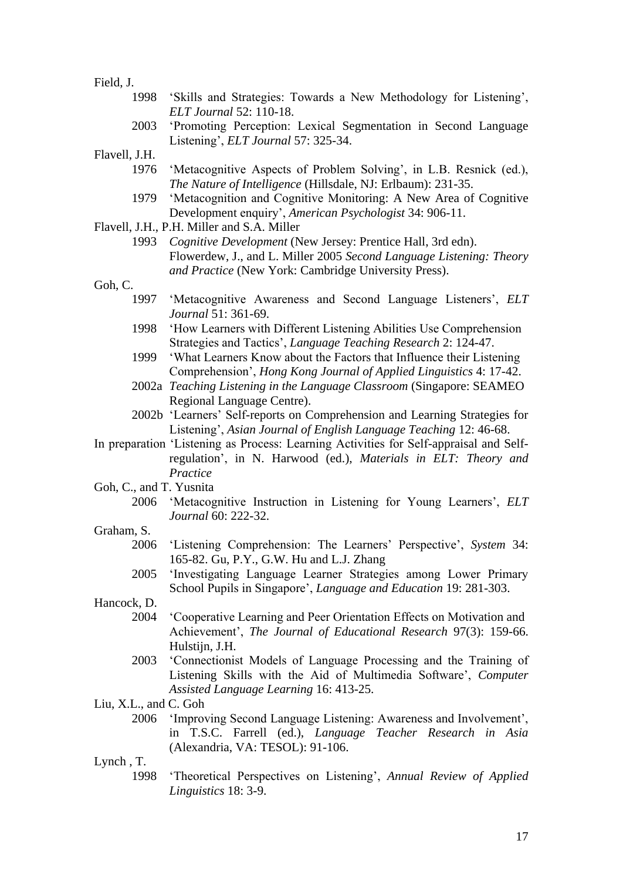Field, J.

1998 'Skills and Strategies: Towards a New Methodology for Listening', *ELT Journal* 52: 110-18.

2003 'Promoting Perception: Lexical Segmentation in Second Language Listening', *ELT Journal* 57: 325-34.

Flavell, J.H.

1976 'Metacognitive Aspects of Problem Solving', in L.B. Resnick (ed.), *The Nature of Intelligence* (Hillsdale, NJ: Erlbaum): 231-35.

1979 'Metacognition and Cognitive Monitoring: A New Area of Cognitive Development enquiry', *American Psychologist* 34: 906-11.

Flavell, J.H., P.H. Miller and S.A. Miller

1993 *Cognitive Development* (New Jersey: Prentice Hall, 3rd edn). Flowerdew, J., and L. Miller 2005 *Second Language Listening: Theory and Practice* (New York: Cambridge University Press).

Goh, C.

1997 'Metacognitive Awareness and Second Language Listeners', *ELT Journal* 51: 361-69.

1998 'How Learners with Different Listening Abilities Use Comprehension Strategies and Tactics', *Language Teaching Research* 2: 124-47.

1999 'What Learners Know about the Factors that Influence their Listening Comprehension', *Hong Kong Journal of Applied Linguistics* 4: 17-42.

2002a *Teaching Listening in the Language Classroom* (Singapore: SEAMEO Regional Language Centre).

2002b 'Learners' Self-reports on Comprehension and Learning Strategies for Listening', *Asian Journal of English Language Teaching* 12: 46-68.

In preparation 'Listening as Process: Learning Activities for Self-appraisal and Self-regulation', in N. Harwood (ed.), *Materials in ELT: Theory and Practice*

Goh, C., and T. Yusnita

2006 'Metacognitive Instruction in Listening for Young Learners', *ELT Journal* 60: 222-32.

Graham, S.

2006 'Listening Comprehension: The Learners' Perspective', *System* 34: 165-82. Gu, P.Y., G.W. Hu and L.J. Zhang

2005 'Investigating Language Learner Strategies among Lower Primary School Pupils in Singapore', *Language and Education* 19: 281-303.

Hancock, D.

2004 'Cooperative Learning and Peer Orientation Effects on Motivation and Achievement', *The Journal of Educational Research* 97(3): 159-66. Hulstijn, J.H.

2003 'Connectionist Models of Language Processing and the Training of Listening Skills with the Aid of Multimedia Software', *Computer Assisted Language Learning* 16: 413-25.

Liu, X.L., and C. Goh

2006 'Improving Second Language Listening: Awareness and Involvement', in T.S.C. Farrell (ed.), *Language Teacher Research in Asia* (Alexandria, VA: TESOL): 91-106.

Lynch , T.

1998 'Theoretical Perspectives on Listening', *Annual Review of Applied Linguistics* 18: 3-9.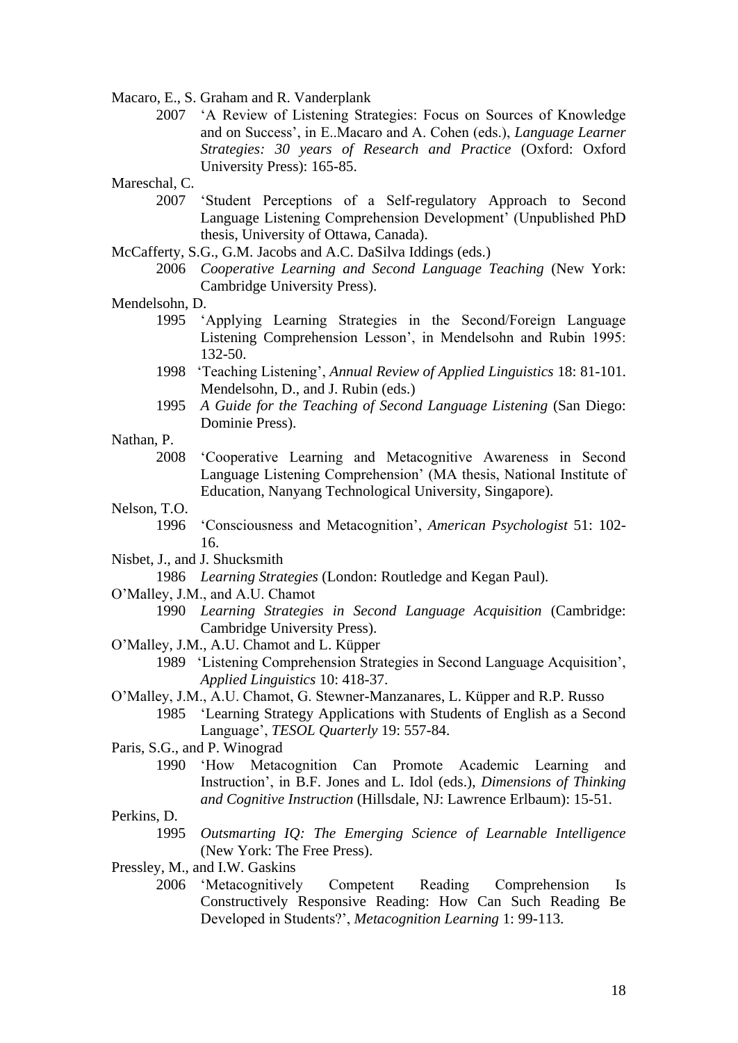Macaro, E., S. Graham and R. Vanderplank

2007 'A Review of Listening Strategies: Focus on Sources of Knowledge and on Success', in E..Macaro and A. Cohen (eds.), *Language Learner Strategies: 30 years of Research and Practice* (Oxford: Oxford University Press): 165-85.

Mareschal, C.

2007 'Student Perceptions of a Self-regulatory Approach to Second Language Listening Comprehension Development' (Unpublished PhD thesis, University of Ottawa, Canada).

McCafferty, S.G., G.M. Jacobs and A.C. DaSilva Iddings (eds.)

2006 *Cooperative Learning and Second Language Teaching* (New York: Cambridge University Press).

Mendelsohn, D.

1995 'Applying Learning Strategies in the Second/Foreign Language Listening Comprehension Lesson', in Mendelsohn and Rubin 1995: 132-50.

1998 'Teaching Listening', *Annual Review of Applied Linguistics* 18: 81-101. Mendelsohn, D., and J. Rubin (eds.)

1995 *A Guide for the Teaching of Second Language Listening* (San Diego: Dominie Press).

Nathan, P.

2008 'Cooperative Learning and Metacognitive Awareness in Second Language Listening Comprehension' (MA thesis, National Institute of Education, Nanyang Technological University, Singapore).

Nelson, T.O.

1996 'Consciousness and Metacognition', *American Psychologist* 51: 102-16.

Nisbet, J., and J. Shucksmith

1986 *Learning Strategies* (London: Routledge and Kegan Paul).

O'Malley, J.M., and A.U. Chamot

1990 *Learning Strategies in Second Language Acquisition* (Cambridge: Cambridge University Press).

O'Malley, J.M., A.U. Chamot and L. Küpper

1989 'Listening Comprehension Strategies in Second Language Acquisition', *Applied Linguistics* 10: 418-37.

O'Malley, J.M., A.U. Chamot, G. Stewner-Manzanares, L. Küpper and R.P. Russo

1985 'Learning Strategy Applications with Students of English as a Second Language', *TESOL Quarterly* 19: 557-84.

Paris, S.G., and P. Winograd

1990 'How Metacognition Can Promote Academic Learning and Instruction', in B.F. Jones and L. Idol (eds.), *Dimensions of Thinking and Cognitive Instruction* (Hillsdale, NJ: Lawrence Erlbaum): 15-51.

Perkins, D.

1995 *Outsmarting IQ: The Emerging Science of Learnable Intelligence* (New York: The Free Press).

Pressley, M., and I.W. Gaskins

2006 'Metacognitively Competent Reading Comprehension Is Constructively Responsive Reading: How Can Such Reading Be Developed in Students?', *Metacognition Learning* 1: 99-113.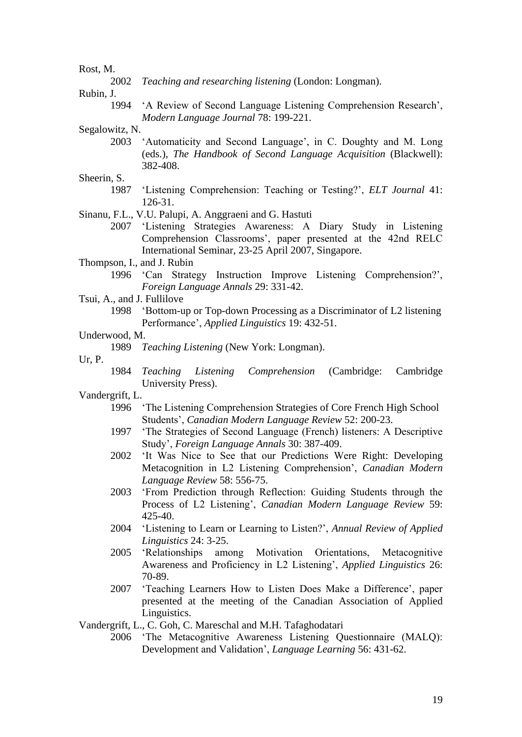Rost, M.

2002 *Teaching and researching listening* (London: Longman).

Rubin, J.

1994 'A Review of Second Language Listening Comprehension Research', *Modern Language Journal* 78: 199-221.

Segalowitz, N.

2003 'Automaticity and Second Language', in C. Doughty and M. Long (eds.), *The Handbook of Second Language Acquisition* (Blackwell): 382-408.

Sheerin, S.

1987 'Listening Comprehension: Teaching or Testing?', *ELT Journal* 41: 126-31.

Sinanu, F.L., V.U. Palupi, A. Anggraeni and G. Hastuti

2007 'Listening Strategies Awareness: A Diary Study in Listening Comprehension Classrooms', paper presented at the 42nd RELC International Seminar, 23-25 April 2007, Singapore.

Thompson, I., and J. Rubin

1996 'Can Strategy Instruction Improve Listening Comprehension?', *Foreign Language Annals* 29: 331-42.

Tsui, A., and J. Fullilove

1998 'Bottom-up or Top-down Processing as a Discriminator of L2 listening Performance', *Applied Linguistics* 19: 432-51.

Underwood, M.

1989 *Teaching Listening* (New York: Longman).

Ur, P.

1984 *Teaching Listening Comprehension* (Cambridge: Cambridge University Press).

Vandergrift, L.

1996 'The Listening Comprehension Strategies of Core French High School Students', *Canadian Modern Language Review* 52: 200-23.

1997 'The Strategies of Second Language (French) listeners: A Descriptive Study', *Foreign Language Annals* 30: 387-409.

2002 'It Was Nice to See that our Predictions Were Right: Developing Metacognition in L2 Listening Comprehension', *Canadian Modern Language Review* 58: 556-75.

2003 'From Prediction through Reflection: Guiding Students through the Process of L2 Listening', *Canadian Modern Language Review* 59: 425-40.

2004 'Listening to Learn or Learning to Listen?', *Annual Review of Applied Linguistics* 24: 3-25.

2005 'Relationships among Motivation Orientations, Metacognitive Awareness and Proficiency in L2 Listening', *Applied Linguistics* 26: 70-89.

2007 'Teaching Learners How to Listen Does Make a Difference', paper presented at the meeting of the Canadian Association of Applied Linguistics.

Vandergrift, L., C. Goh, C. Mareschal and M.H. Tafaghodatari

2006 'The Metacognitive Awareness Listening Questionnaire (MALQ): Development and Validation', *Language Learning* 56: 431-62.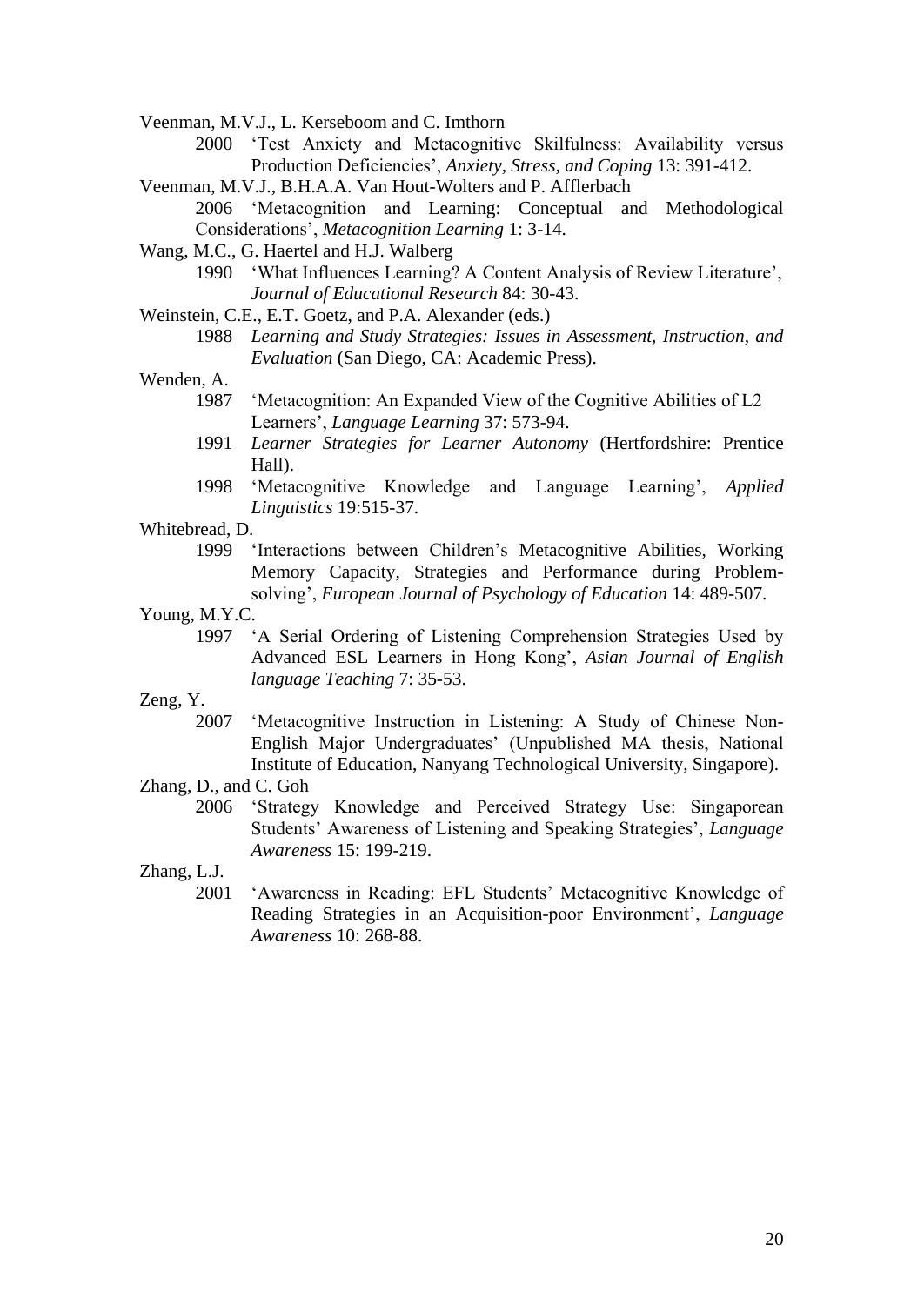Veenman, M.V.J., L. Kerseboom and C. Imthorn

2000 'Test Anxiety and Metacognitive Skilfulness: Availability versus Production Deficiencies', *Anxiety, Stress, and Coping* 13: 391-412.

Veenman, M.V.J., B.H.A.A. Van Hout-Wolters and P. Afflerbach

2006 'Metacognition and Learning: Conceptual and Methodological Considerations', *Metacognition Learning* 1: 3-14.

Wang, M.C., G. Haertel and H.J. Walberg

1990 'What Influences Learning? A Content Analysis of Review Literature', *Journal of Educational Research* 84: 30-43.

Weinstein, C.E., E.T. Goetz, and P.A. Alexander (eds.)

1988 *Learning and Study Strategies: Issues in Assessment, Instruction, and Evaluation* (San Diego, CA: Academic Press).

Wenden, A.

1987 'Metacognition: An Expanded View of the Cognitive Abilities of L2 Learners', *Language Learning* 37: 573-94.

1991 *Learner Strategies for Learner Autonomy* (Hertfordshire: Prentice Hall).

1998 'Metacognitive Knowledge and Language Learning', *Applied Linguistics* 19:515-37.

Whitebread, D.

1999 'Interactions between Children's Metacognitive Abilities, Working Memory Capacity, Strategies and Performance during Problem-solving', *European Journal of Psychology of Education* 14: 489-507.

Young, M.Y.C.

1997 'A Serial Ordering of Listening Comprehension Strategies Used by Advanced ESL Learners in Hong Kong', *Asian Journal of English language Teaching* 7: 35-53.

Zeng, Y.

2007 'Metacognitive Instruction in Listening: A Study of Chinese Non-English Major Undergraduates' (Unpublished MA thesis, National Institute of Education, Nanyang Technological University, Singapore).

Zhang, D., and C. Goh

2006 'Strategy Knowledge and Perceived Strategy Use: Singaporean Students' Awareness of Listening and Speaking Strategies', *Language Awareness* 15: 199-219.

Zhang, L.J.

2001 'Awareness in Reading: EFL Students' Metacognitive Knowledge of Reading Strategies in an Acquisition-poor Environment', *Language Awareness* 10: 268-88.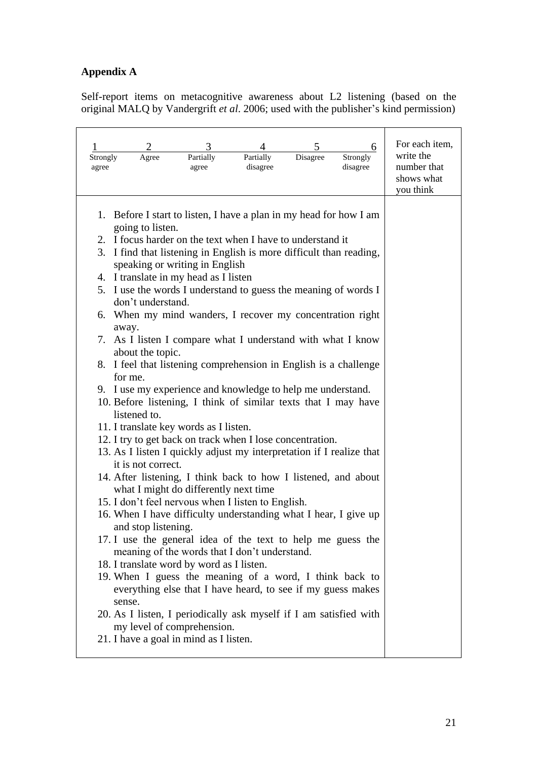**Appendix A**

Self-report items on metacognitive awareness about L2 listening (based on the original MALQ by Vandergrift *et al.* 2006; used with the publisher's kind permission)

| 1 Strongly agree — 2 Agree — 3 Partially agree — 4 Partially disagree — 5 Disagree — 6 Strongly disagree | For each item, write the number that shows what you think |
|---|---|
| 1. Before I start to listen, I have a plan in my head for how I am going to listen.<br>2. I focus harder on the text when I have to understand it<br>3. I find that listening in English is more difficult than reading, speaking or writing in English<br>4. I translate in my head as I listen<br>5. I use the words I understand to guess the meaning of words I don't understand.<br>6. When my mind wanders, I recover my concentration right away.<br>7. As I listen I compare what I understand with what I know about the topic.<br>8. I feel that listening comprehension in English is a challenge for me.<br>9. I use my experience and knowledge to help me understand.<br>10. Before listening, I think of similar texts that I may have listened to.<br>11. I translate key words as I listen.<br>12. I try to get back on track when I lose concentration.<br>13. As I listen I quickly adjust my interpretation if I realize that it is not correct.<br>14. After listening, I think back to how I listened, and about what I might do differently next time<br>15. I don't feel nervous when I listen to English.<br>16. When I have difficulty understanding what I hear, I give up and stop listening.<br>17. I use the general idea of the text to help me guess the meaning of the words that I don't understand.<br>18. I translate word by word as I listen.<br>19. When I guess the meaning of a word, I think back to everything else that I have heard, to see if my guess makes sense.<br>20. As I listen, I periodically ask myself if I am satisfied with my level of comprehension.<br>21. I have a goal in mind as I listen. | |